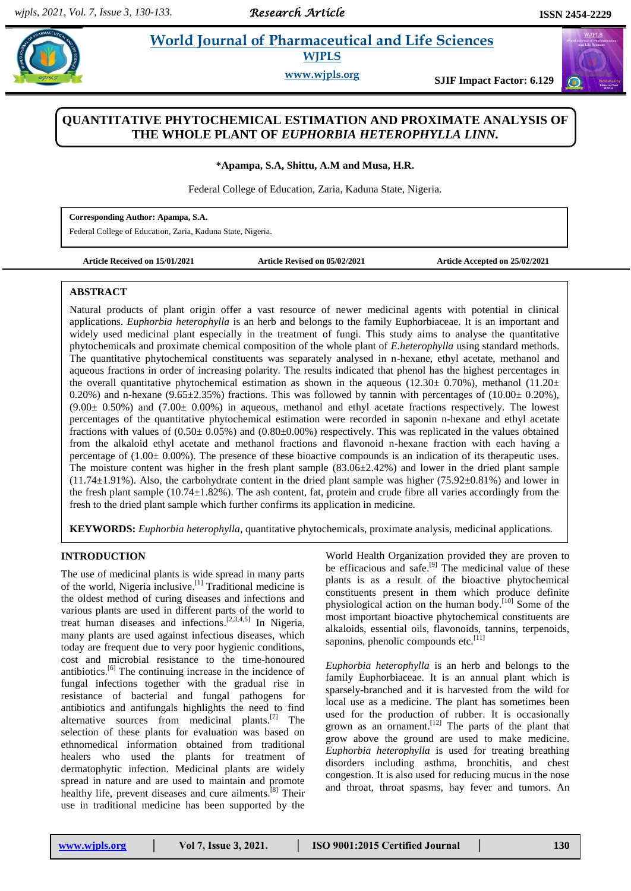# QUANTITATIVE PHYTOCHEMICAL ESTIMATION AND PROXIMATE ANALYSIS OF THE WHOLE PLANT OF *EUPHORBIA HETEROPHYLLA LINN.*

**\*Apampa, S.A, Shittu, A.M and Musa, H.R.**

Federal College of Education, Zaria, Kaduna State, Nigeria.

**Corresponding Author: Apampa, S.A.**
Federal College of Education, Zaria, Kaduna State, Nigeria.

**Article Received on 15/01/2021** **Article Revised on 05/02/2021** **Article Accepted on 25/02/2021**

## ABSTRACT

Natural products of plant origin offer a vast resource of newer medicinal agents with potential in clinical applications. *Euphorbia heterophylla* is an herb and belongs to the family Euphorbiaceae. It is an important and widely used medicinal plant especially in the treatment of fungi. This study aims to analyse the quantitative phytochemicals and proximate chemical composition of the whole plant of *E.heterophylla* using standard methods. The quantitative phytochemical constituents was separately analysed in n-hexane, ethyl acetate, methanol and aqueous fractions in order of increasing polarity. The results indicated that phenol has the highest percentages in the overall quantitative phytochemical estimation as shown in the aqueous (12.30± 0.70%), methanol (11.20± 0.20%) and n-hexane (9.65±2.35%) fractions. This was followed by tannin with percentages of (10.00± 0.20%), (9.00± 0.50%) and (7.00± 0.00%) in aqueous, methanol and ethyl acetate fractions respectively. The lowest percentages of the quantitative phytochemical estimation were recorded in saponin n-hexane and ethyl acetate fractions with values of (0.50± 0.05%) and (0.80±0.00%) respectively. This was replicated in the values obtained from the alkaloid ethyl acetate and methanol fractions and flavonoid n-hexane fraction with each having a percentage of (1.00± 0.00%). The presence of these bioactive compounds is an indication of its therapeutic uses. The moisture content was higher in the fresh plant sample (83.06±2.42%) and lower in the dried plant sample (11.74±1.91%). Also, the carbohydrate content in the dried plant sample was higher (75.92±0.81%) and lower in the fresh plant sample (10.74±1.82%). The ash content, fat, protein and crude fibre all varies accordingly from the fresh to the dried plant sample which further confirms its application in medicine.

**KEYWORDS:** *Euphorbia heterophylla*, quantitative phytochemicals, proximate analysis, medicinal applications.

## INTRODUCTION

The use of medicinal plants is wide spread in many parts of the world, Nigeria inclusive.[1] Traditional medicine is the oldest method of curing diseases and infections and various plants are used in different parts of the world to treat human diseases and infections.[2,3,4,5] In Nigeria, many plants are used against infectious diseases, which today are frequent due to very poor hygienic conditions, cost and microbial resistance to the time-honoured antibiotics.[6] The continuing increase in the incidence of fungal infections together with the gradual rise in resistance of bacterial and fungal pathogens for antibiotics and antifungals highlights the need to find alternative sources from medicinal plants.[7] The selection of these plants for evaluation was based on ethnomedical information obtained from traditional healers who used the plants for treatment of dermatophytic infection. Medicinal plants are widely spread in nature and are used to maintain and promote healthy life, prevent diseases and cure ailments.[8] Their use in traditional medicine has been supported by the World Health Organization provided they are proven to be efficacious and safe.[9] The medicinal value of these plants is as a result of the bioactive phytochemical constituents present in them which produce definite physiological action on the human body.[10] Some of the most important bioactive phytochemical constituents are alkaloids, essential oils, flavonoids, tannins, terpenoids, saponins, phenolic compounds etc.[11]

*Euphorbia heterophylla* is an herb and belongs to the family Euphorbiaceae. It is an annual plant which is sparsely-branched and it is harvested from the wild for local use as a medicine. The plant has sometimes been used for the production of rubber. It is occasionally grown as an ornament.[12] The parts of the plant that grow above the ground are used to make medicine. *Euphorbia heterophylla* is used for treating breathing disorders including asthma, bronchitis, and chest congestion. It is also used for reducing mucus in the nose and throat, throat spasms, hay fever and tumors. An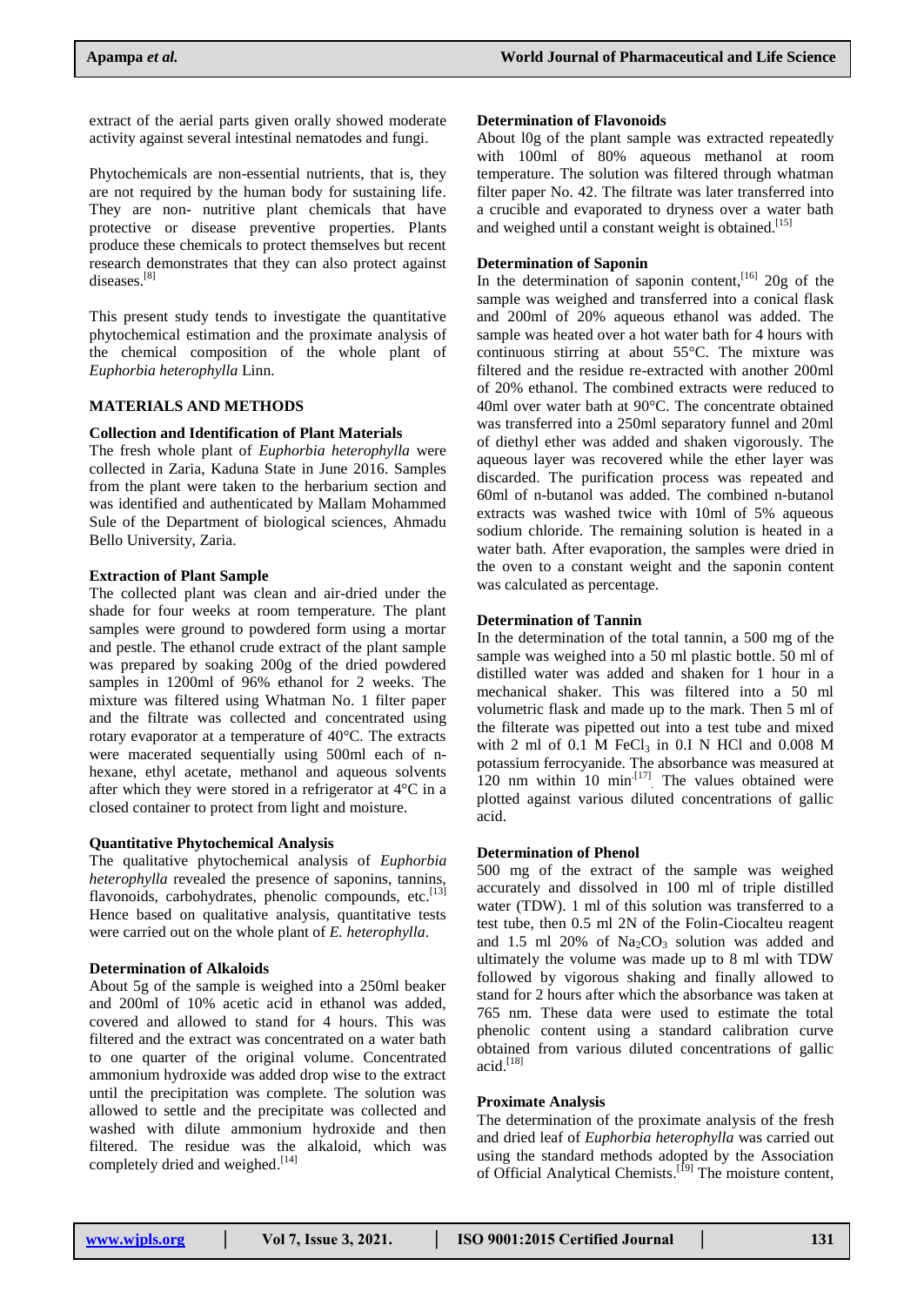extract of the aerial parts given orally showed moderate activity against several intestinal nematodes and fungi.

Phytochemicals are non-essential nutrients, that is, they are not required by the human body for sustaining life. They are non- nutritive plant chemicals that have protective or disease preventive properties. Plants produce these chemicals to protect themselves but recent research demonstrates that they can also protect against diseases.[8]

This present study tends to investigate the quantitative phytochemical estimation and the proximate analysis of the chemical composition of the whole plant of *Euphorbia heterophylla* Linn.

## MATERIALS AND METHODS

### Collection and Identification of Plant Materials

The fresh whole plant of *Euphorbia heterophylla* were collected in Zaria, Kaduna State in June 2016. Samples from the plant were taken to the herbarium section and was identified and authenticated by Mallam Mohammed Sule of the Department of biological sciences, Ahmadu Bello University, Zaria.

### Extraction of Plant Sample

The collected plant was clean and air-dried under the shade for four weeks at room temperature. The plant samples were ground to powdered form using a mortar and pestle. The ethanol crude extract of the plant sample was prepared by soaking 200g of the dried powdered samples in 1200ml of 96% ethanol for 2 weeks. The mixture was filtered using Whatman No. 1 filter paper and the filtrate was collected and concentrated using rotary evaporator at a temperature of 40°C. The extracts were macerated sequentially using 500ml each of n-hexane, ethyl acetate, methanol and aqueous solvents after which they were stored in a refrigerator at 4°C in a closed container to protect from light and moisture.

### Quantitative Phytochemical Analysis

The qualitative phytochemical analysis of *Euphorbia heterophylla* revealed the presence of saponins, tannins, flavonoids, carbohydrates, phenolic compounds, etc.[13] Hence based on qualitative analysis, quantitative tests were carried out on the whole plant of *E. heterophylla*.

### Determination of Alkaloids

About 5g of the sample is weighed into a 250ml beaker and 200ml of 10% acetic acid in ethanol was added, covered and allowed to stand for 4 hours. This was filtered and the extract was concentrated on a water bath to one quarter of the original volume. Concentrated ammonium hydroxide was added drop wise to the extract until the precipitation was complete. The solution was allowed to settle and the precipitate was collected and washed with dilute ammonium hydroxide and then filtered. The residue was the alkaloid, which was completely dried and weighed.[14]

### Determination of Flavonoids

About l0g of the plant sample was extracted repeatedly with 100ml of 80% aqueous methanol at room temperature. The solution was filtered through whatman filter paper No. 42. The filtrate was later transferred into a crucible and evaporated to dryness over a water bath and weighed until a constant weight is obtained.[15]

### Determination of Saponin

In the determination of saponin content,[16] 20g of the sample was weighed and transferred into a conical flask and 200ml of 20% aqueous ethanol was added. The sample was heated over a hot water bath for 4 hours with continuous stirring at about 55°C. The mixture was filtered and the residue re-extracted with another 200ml of 20% ethanol. The combined extracts were reduced to 40ml over water bath at 90°C. The concentrate obtained was transferred into a 250ml separatory funnel and 20ml of diethyl ether was added and shaken vigorously. The aqueous layer was recovered while the ether layer was discarded. The purification process was repeated and 60ml of n-butanol was added. The combined n-butanol extracts was washed twice with 10ml of 5% aqueous sodium chloride. The remaining solution is heated in a water bath. After evaporation, the samples were dried in the oven to a constant weight and the saponin content was calculated as percentage.

### Determination of Tannin

In the determination of the total tannin, a 500 mg of the sample was weighed into a 50 ml plastic bottle. 50 ml of distilled water was added and shaken for 1 hour in a mechanical shaker. This was filtered into a 50 ml volumetric flask and made up to the mark. Then 5 ml of the filterate was pipetted out into a test tube and mixed with 2 ml of 0.1 M $FeCl_3$ in 0.I N HCl and 0.008 M potassium ferrocyanide. The absorbance was measured at 120 nm within 10 min.[17] The values obtained were plotted against various diluted concentrations of gallic acid.

### Determination of Phenol

500 mg of the extract of the sample was weighed accurately and dissolved in 100 ml of triple distilled water (TDW). 1 ml of this solution was transferred to a test tube, then 0.5 ml 2N of the Folin-Ciocalteu reagent and 1.5 ml 20% of $Na_2CO_3$ solution was added and ultimately the volume was made up to 8 ml with TDW followed by vigorous shaking and finally allowed to stand for 2 hours after which the absorbance was taken at 765 nm. These data were used to estimate the total phenolic content using a standard calibration curve obtained from various diluted concentrations of gallic acid.[18]

### Proximate Analysis

The determination of the proximate analysis of the fresh and dried leaf of *Euphorbia heterophylla* was carried out using the standard methods adopted by the Association of Official Analytical Chemists.[19] The moisture content,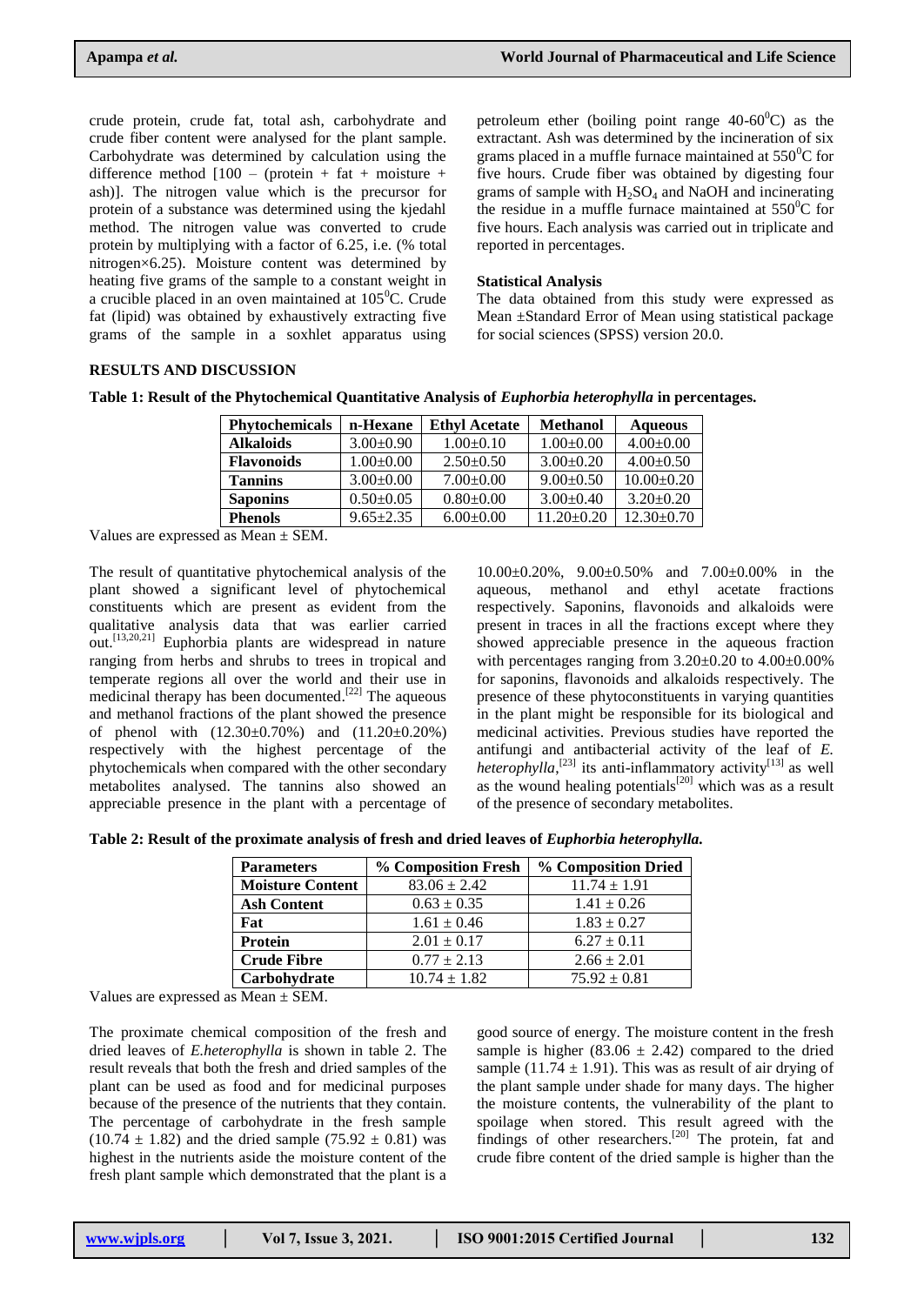crude protein, crude fat, total ash, carbohydrate and crude fiber content were analysed for the plant sample. Carbohydrate was determined by calculation using the difference method [100 – (protein + fat + moisture + ash)]. The nitrogen value which is the precursor for protein of a substance was determined using the kjedahl method. The nitrogen value was converted to crude protein by multiplying with a factor of 6.25, i.e. (% total nitrogen×6.25). Moisture content was determined by heating five grams of the sample to a constant weight in a crucible placed in an oven maintained at $105^0$C. Crude fat (lipid) was obtained by exhaustively extracting five grams of the sample in a soxhlet apparatus using petroleum ether (boiling point range 40-$60^0$C) as the extractant. Ash was determined by the incineration of six grams placed in a muffle furnace maintained at $550^0$C for five hours. Crude fiber was obtained by digesting four grams of sample with $H_2SO_4$ and NaOH and incinerating the residue in a muffle furnace maintained at $550^0$C for five hours. Each analysis was carried out in triplicate and reported in percentages.

### Statistical Analysis

The data obtained from this study were expressed as Mean ±Standard Error of Mean using statistical package for social sciences (SPSS) version 20.0.

## RESULTS AND DISCUSSION

**Table 1: Result of the Phytochemical Quantitative Analysis of *Euphorbia heterophylla* in percentages.**

| Phytochemicals | n-Hexane | Ethyl Acetate | Methanol | Aqueous |
|---|---|---|---|---|
| **Alkaloids** | 3.00±0.90 | 1.00±0.10 | 1.00±0.00 | 4.00±0.00 |
| **Flavonoids** | 1.00±0.00 | 2.50±0.50 | 3.00±0.20 | 4.00±0.50 |
| **Tannins** | 3.00±0.00 | 7.00±0.00 | 9.00±0.50 | 10.00±0.20 |
| **Saponins** | 0.50±0.05 | 0.80±0.00 | 3.00±0.40 | 3.20±0.20 |
| **Phenols** | 9.65±2.35 | 6.00±0.00 | 11.20±0.20 | 12.30±0.70 |

Values are expressed as Mean ± SEM.

The result of quantitative phytochemical analysis of the plant showed a significant level of phytochemical constituents which are present as evident from the qualitative analysis data that was earlier carried out.[13,20,21] Euphorbia plants are widespread in nature ranging from herbs and shrubs to trees in tropical and temperate regions all over the world and their use in medicinal therapy has been documented.[22] The aqueous and methanol fractions of the plant showed the presence of phenol with (12.30±0.70%) and (11.20±0.20%) respectively with the highest percentage of the phytochemicals when compared with the other secondary metabolites analysed. The tannins also showed an appreciable presence in the plant with a percentage of 10.00±0.20%, 9.00±0.50% and 7.00±0.00% in the aqueous, methanol and ethyl acetate fractions respectively. Saponins, flavonoids and alkaloids were present in traces in all the fractions except where they showed appreciable presence in the aqueous fraction with percentages ranging from 3.20±0.20 to 4.00±0.00% for saponins, flavonoids and alkaloids respectively. The presence of these phytoconstituents in varying quantities in the plant might be responsible for its biological and medicinal activities. Previous studies have reported the antifungi and antibacterial activity of the leaf of *E. heterophylla*,[23] its anti-inflammatory activity[13] as well as the wound healing potentials[20] which was as a result of the presence of secondary metabolites.

**Table 2: Result of the proximate analysis of fresh and dried leaves of *Euphorbia heterophylla*.**

| Parameters | % Composition Fresh | % Composition Dried |
|---|---|---|
| **Moisture Content** | 83.06 ± 2.42 | 11.74 ± 1.91 |
| **Ash Content** | 0.63 ± 0.35 | 1.41 ± 0.26 |
| **Fat** | 1.61 ± 0.46 | 1.83 ± 0.27 |
| **Protein** | 2.01 ± 0.17 | 6.27 ± 0.11 |
| **Crude Fibre** | 0.77 ± 2.13 | 2.66 ± 2.01 |
| **Carbohydrate** | 10.74 ± 1.82 | 75.92 ± 0.81 |

Values are expressed as Mean ± SEM.

The proximate chemical composition of the fresh and dried leaves of *E.heterophylla* is shown in table 2. The result reveals that both the fresh and dried samples of the plant can be used as food and for medicinal purposes because of the presence of the nutrients that they contain. The percentage of carbohydrate in the fresh sample (10.74 ± 1.82) and the dried sample (75.92 ± 0.81) was highest in the nutrients aside the moisture content of the fresh plant sample which demonstrated that the plant is a good source of energy. The moisture content in the fresh sample is higher (83.06 ± 2.42) compared to the dried sample (11.74 ± 1.91). This was as result of air drying of the plant sample under shade for many days. The higher the moisture contents, the vulnerability of the plant to spoilage when stored. This result agreed with the findings of other researchers.[20] The protein, fat and crude fibre content of the dried sample is higher than the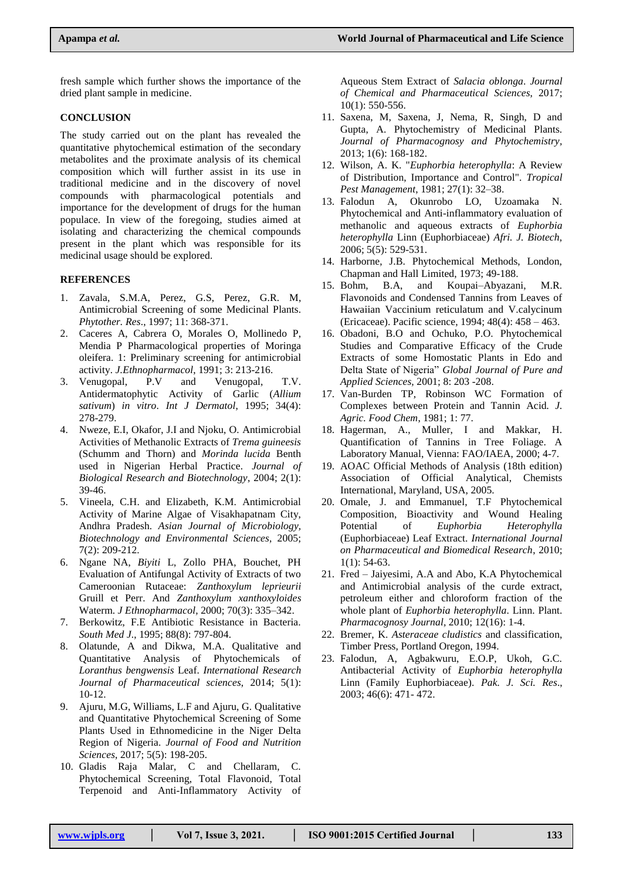fresh sample which further shows the importance of the dried plant sample in medicine.

## CONCLUSION

The study carried out on the plant has revealed the quantitative phytochemical estimation of the secondary metabolites and the proximate analysis of its chemical composition which will further assist in its use in traditional medicine and in the discovery of novel compounds with pharmacological potentials and importance for the development of drugs for the human populace. In view of the foregoing, studies aimed at isolating and characterizing the chemical compounds present in the plant which was responsible for its medicinal usage should be explored.

## REFERENCES

1. Zavala, S.M.A, Perez, G.S, Perez, G.R. M, Antimicrobial Screening of some Medicinal Plants. *Phytother. Res*., 1997; 11: 368-371.
2. Caceres A, Cabrera O, Morales O, Mollinedo P, Mendia P Pharmacological properties of Moringa oleifera. 1: Preliminary screening for antimicrobial activity. *J.Ethnopharmacol*, 1991; 3: 213-216.
3. Venugopal, P.V and Venugopal, T.V. Antidermatophytic Activity of Garlic (*Allium sativum*) *in vitro*. *Int J Dermatol*, 1995; 34(4): 278-279.
4. Nweze, E.I, Okafor, J.I and Njoku, O. Antimicrobial Activities of Methanolic Extracts of *Trema guineesis* (Schumm and Thorn) and *Morinda lucida* Benth used in Nigerian Herbal Practice. *Journal of Biological Research and Biotechnology*, 2004; 2(1): 39-46.
5. Vineela, C.H. and Elizabeth, K.M. Antimicrobial Activity of Marine Algae of Visakhapatnam City, Andhra Pradesh. *Asian Journal of Microbiology, Biotechnology and Environmental Sciences*, 2005; 7(2): 209-212.
6. Ngane NA, *Biyiti* L, Zollo PHA, Bouchet, PH Evaluation of Antifungal Activity of Extracts of two Cameroonian Rutaceae: *Zanthoxylum leprieurii* Gruill et Perr. And *Zanthoxylum xanthoxyloides* Waterm. *J Ethnopharmacol*, 2000; 70(3): 335–342.
7. Berkowitz, F.E Antibiotic Resistance in Bacteria. *South Med J*., 1995; 88(8): 797-804.
8. Olatunde, A and Dikwa, M.A. Qualitative and Quantitative Analysis of Phytochemicals of *Loranthus bengwensis* Leaf. *International Research Journal of Pharmaceutical sciences*, 2014; 5(1): 10-12.
9. Ajuru, M.G, Williams, L.F and Ajuru, G. Qualitative and Quantitative Phytochemical Screening of Some Plants Used in Ethnomedicine in the Niger Delta Region of Nigeria. *Journal of Food and Nutrition Sciences*, 2017; 5(5): 198-205.
10. Gladis Raja Malar, C and Chellaram, C. Phytochemical Screening, Total Flavonoid, Total Terpenoid and Anti-Inflammatory Activity of Aqueous Stem Extract of *Salacia oblonga*. *Journal of Chemical and Pharmaceutical Sciences*, 2017; 10(1): 550-556.
11. Saxena, M, Saxena, J, Nema, R, Singh, D and Gupta, A. Phytochemistry of Medicinal Plants. *Journal of Pharmacognosy and Phytochemistry*, 2013; 1(6): 168-182.
12. Wilson, A. K. "*Euphorbia heterophylla*: A Review of Distribution, Importance and Control". *Tropical Pest Management*, 1981; 27(1): 32–38.
13. Falodun A, Okunrobo LO, Uzoamaka N. Phytochemical and Anti-inflammatory evaluation of methanolic and aqueous extracts of *Euphorbia heterophylla* Linn (Euphorbiaceae) *Afri. J. Biotech*, 2006; 5(5): 529-531.
14. Harborne, J.B. Phytochemical Methods, London, Chapman and Hall Limited, 1973; 49-188.
15. Bohm, B.A, and Koupai–Abyazani, M.R. Flavonoids and Condensed Tannins from Leaves of Hawaiian Vaccinium reticulatum and V.calycinum (Ericaceae). Pacific science, 1994; 48(4): 458 – 463.
16. Obadoni, B.O and Ochuko, P.O. Phytochemical Studies and Comparative Efficacy of the Crude Extracts of some Homostatic Plants in Edo and Delta State of Nigeria" *Global Journal of Pure and Applied Sciences*, 2001; 8: 203 -208.
17. Van-Burden TP, Robinson WC Formation of Complexes between Protein and Tannin Acid. *J. Agric. Food Chem*, 1981; 1: 77.
18. Hagerman, A., Muller, I and Makkar, H. Quantification of Tannins in Tree Foliage. A Laboratory Manual, Vienna: FAO/IAEA, 2000; 4-7.
19. AOAC Official Methods of Analysis (18th edition) Association of Official Analytical, Chemists International, Maryland, USA, 2005.
20. Omale, J. and Emmanuel, T.F Phytochemical Composition, Bioactivity and Wound Healing Potential of *Euphorbia Heterophylla* (Euphorbiaceae) Leaf Extract. *International Journal on Pharmaceutical and Biomedical Research*, 2010; 1(1): 54-63.
21. Fred – Jaiyesimi, A.A and Abo, K.A Phytochemical and Antimicrobial analysis of the curde extract, petroleum either and chloroform fraction of the whole plant of *Euphorbia heterophylla*. Linn. Plant. *Pharmacognosy Journal*, 2010; 12(16): 1-4.
22. Bremer, K. *Asteraceae cludistics* and classification, Timber Press, Portland Oregon, 1994.
23. Falodun, A, Agbakwuru, E.O.P, Ukoh, G.C. Antibacterial Activity of *Euphorbia heterophylla* Linn (Family Euphorbiaceae). *Pak. J. Sci. Res*., 2003; 46(6): 471- 472.